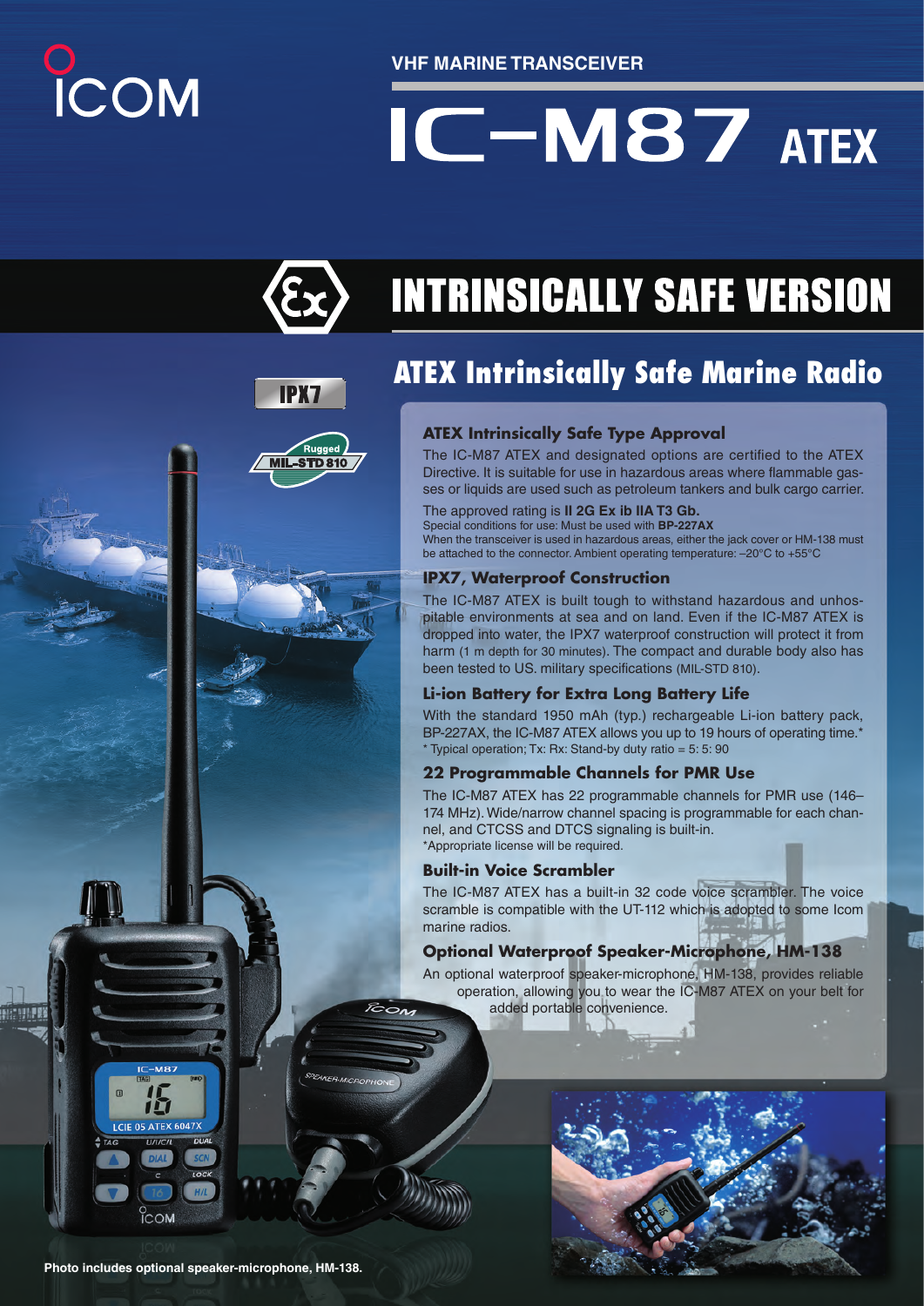ICOM

VHF MARINE TRANSCEIVER

# IC-M87 ATEX

## INTRINSICALLY SAFE VERSION

IPX7

Rugged MIL-STD 810

## ATEX Intrinsically Safe Marine Radio

### ATEX Intrinsically Safe Type Approval

The IC-M87 ATEX and designated options are certified to the ATEX Directive. It is suitable for use in hazardous areas where flammable gasses or liquids are used such as petroleum tankers and bulk cargo carrier.

The approved rating is **II 2G Ex ib IIA T3 Gb.**
Special conditions for use: Must be used with **BP-227AX**
When the transceiver is used in hazardous areas, either the jack cover or HM-138 must be attached to the connector. Ambient operating temperature: –20°C to +55°C

### IPX7, Waterproof Construction

The IC-M87 ATEX is built tough to withstand hazardous and unhospitable environments at sea and on land. Even if the IC-M87 ATEX is dropped into water, the IPX7 waterproof construction will protect it from harm (1 m depth for 30 minutes). The compact and durable body also has been tested to US. military specifications (MIL-STD 810).

### Li-ion Battery for Extra Long Battery Life

With the standard 1950 mAh (typ.) rechargeable Li-ion battery pack, BP-227AX, the IC-M87 ATEX allows you up to 19 hours of operating time.*
* Typical operation; Tx: Rx: Stand-by duty ratio = 5: 5: 90

### 22 Programmable Channels for PMR Use

The IC-M87 ATEX has 22 programmable channels for PMR use (146–174 MHz). Wide/narrow channel spacing is programmable for each channel, and CTCSS and DTCS signaling is built-in.
*Appropriate license will be required.

### Built-in Voice Scrambler

The IC-M87 ATEX has a built-in 32 code voice scrambler. The voice scramble is compatible with the UT-112 which is adopted to some Icom marine radios.

### Optional Waterproof Speaker-Microphone, HM-138

An optional waterproof speaker-microphone, HM-138, provides reliable operation, allowing you to wear the IC-M87 ATEX on your belt for added portable convenience.

**Photo includes optional speaker-microphone, HM-138.**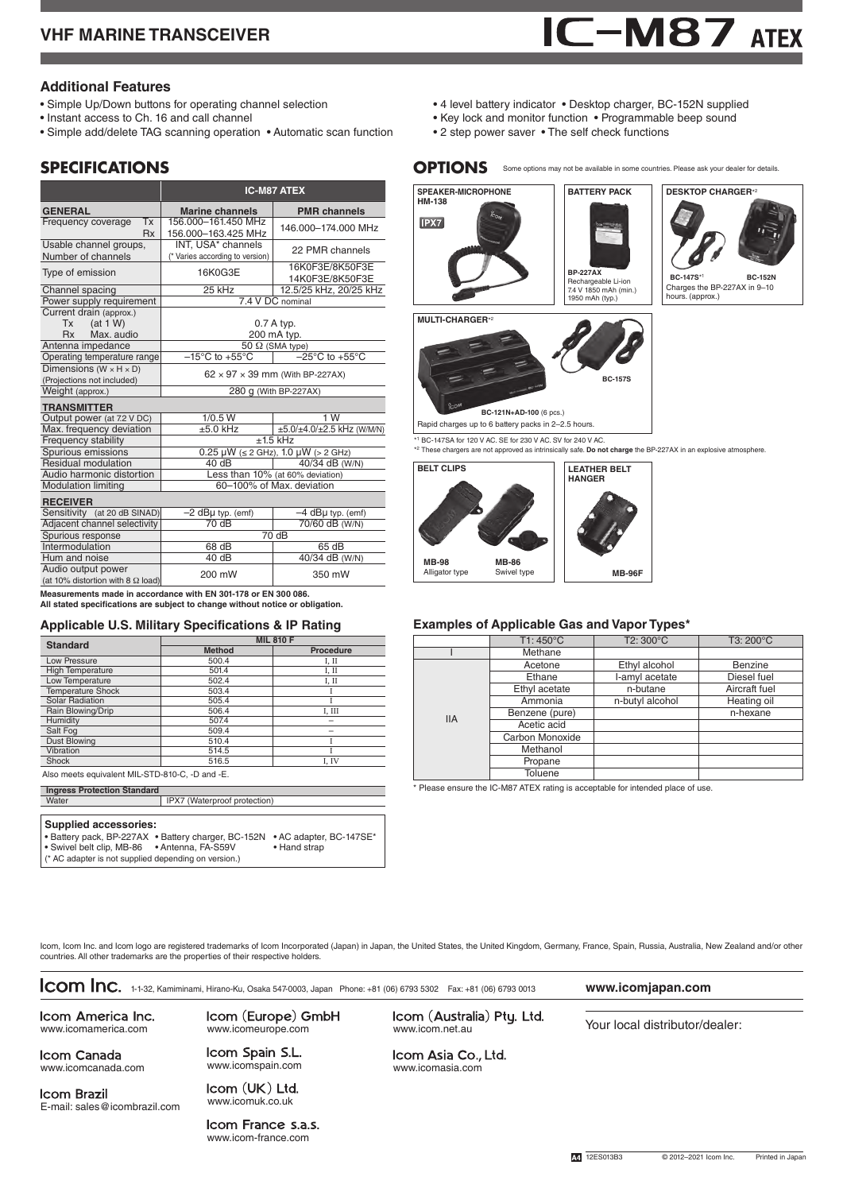# VHF MARINE TRANSCEIVER

# IC-M87 ATEX

## Additional Features

- Simple Up/Down buttons for operating channel selection
- Instant access to Ch. 16 and call channel
- Simple add/delete TAG scanning operation • Automatic scan function
- 4 level battery indicator • Desktop charger, BC-152N supplied
- Key lock and monitor function • Programmable beep sound
- 2 step power saver • The self check functions

## SPECIFICATIONS

| | IC-M87 ATEX | |
|---|---|---|
| **GENERAL** | **Marine channels** | **PMR channels** |
| Frequency coverage Tx / Rx | 156.000–161.450 MHz / 156.000–163.425 MHz | 146.000–174.000 MHz |
| Usable channel groups, Number of channels | INT, USA* channels (* Varies according to version) | 22 PMR channels |
| Type of emission | 16K0G3E | 16K0F3E/8K50F3E 14K0F3E/8K50F3E |
| Channel spacing | 25 kHz | 12.5/25 kHz, 20/25 kHz |
| Power supply requirement | 7.4 V DC nominal | |
| Current drain (approx.) Tx (at 1 W) | 0.7 A typ. | |
| Rx Max. audio | 200 mA typ. | |
| Antenna impedance | 50 Ω (SMA type) | |
| Operating temperature range | –15°C to +55°C | –25°C to +55°C |
| Dimensions (W × H × D) (Projections not included) | 62 × 97 × 39 mm (With BP-227AX) | |
| Weight (approx.) | 280 g (With BP-227AX) | |
| **TRANSMITTER** | | |
| Output power (at 7.2 V DC) | 1/0.5 W | 1 W |
| Max. frequency deviation | ±5.0 kHz | ±5.0/±4.0/±2.5 kHz (W/M/N) |
| Frequency stability | ±1.5 kHz | |
| Spurious emissions | 0.25 μW (≤ 2 GHz), 1.0 μW (> 2 GHz) | |
| Residual modulation | 40 dB | 40/34 dB (W/N) |
| Audio harmonic distortion | Less than 10% (at 60% deviation) | |
| Modulation limiting | 60–100% of Max. deviation | |
| **RECEIVER** | | |
| Sensitivity (at 20 dB SINAD) | –2 dBμ typ. (emf) | –4 dBμ typ. (emf) |
| Adjacent channel selectivity | 70 dB | 70/60 dB (W/N) |
| Spurious response | 70 dB | |
| Intermodulation | 68 dB | 65 dB |
| Hum and noise | 40 dB | 40/34 dB (W/N) |
| Audio output power (at 10% distortion with 8 Ω load) | 200 mW | 350 mW |

**Measurements made in accordance with EN 301-178 or EN 300 086.**
**All stated specifications are subject to change without notice or obligation.**

### Applicable U.S. Military Specifications & IP Rating

| Standard | MIL 810 F | |
|---|---|---|
| | **Method** | **Procedure** |
| Low Pressure | 500.4 | I, II |
| High Temperature | 501.4 | I, II |
| Low Temperature | 502.4 | I, II |
| Temperature Shock | 503.4 | I |
| Solar Radiation | 505.4 | I |
| Rain Blowing/Drip | 506.4 | I, III |
| Humidity | 507.4 | – |
| Salt Fog | 509.4 | – |
| Dust Blowing | 510.4 | I |
| Vibration | 514.5 | I |
| Shock | 516.5 | I, IV |

Also meets equivalent MIL-STD-810-C, -D and -E.

| Ingress Protection Standard | |
|---|---|
| Water | IPX7 (Waterproof protection) |

**Supplied accessories:**
- Battery pack, BP-227AX
- Battery charger, BC-152N
- AC adapter, BC-147SE*
- Swivel belt clip, MB-86
- Antenna, FA-S59V
- Hand strap

(* AC adapter is not supplied depending on version.)

## OPTIONS

Some options may not be available in some countries. Please ask your dealer for details.

**SPEAKER-MICROPHONE HM-138**
IPX7

**BATTERY PACK**
**BP-227AX**
Rechargeable Li-ion 7.4 V 1850 mAh (min.) 1950 mAh (typ.)

**DESKTOP CHARGER**[*2]
**BC-147S**[*1] **BC-152N**
Charges the BP-227AX in 9–10 hours. (approx.)

**MULTI-CHARGER**[*2]
**BC-157S**
**BC-121N+AD-100** (6 pcs.)
Rapid charges up to 6 battery packs in 2–2.5 hours.

[*1] BC-147SA for 120 V AC. SE for 230 V AC. SV for 240 V AC.
[*2] These chargers are not approved as intrinsically safe. **Do not charge** the BP-227AX in an explosive atmosphere.

**BELT CLIPS**
**MB-98** Alligator type
**MB-86** Swivel type

**LEATHER BELT HANGER**
**MB-96F**

### Examples of Applicable Gas and Vapor Types*

| | T1: 450°C | T2: 300°C | T3: 200°C |
|---|---|---|---|
| I | Methane | | |
| IIA | Acetone | Ethyl alcohol | Benzine |
| | Ethane | I-amyl acetate | Diesel fuel |
| | Ethyl acetate | n-butane | Aircraft fuel |
| | Ammonia | n-butyl alcohol | Heating oil |
| | Benzene (pure) | | n-hexane |
| | Acetic acid | | |
| | Carbon Monoxide | | |
| | Methanol | | |
| | Propane | | |
| | Toluene | | |

* Please ensure the IC-M87 ATEX rating is acceptable for intended place of use.

Icom, Icom Inc. and Icom logo are registered trademarks of Icom Incorporated (Japan) in Japan, the United States, the United Kingdom, Germany, France, Spain, Russia, Australia, New Zealand and/or other countries. All other trademarks are the properties of their respective holders.

**Icom Inc.** 1-1-32, Kamiminami, Hirano-Ku, Osaka 547-0003, Japan Phone: +81 (06) 6793 5302 Fax: +81 (06) 6793 0013 **www.icomjapan.com**

Icom America Inc. www.icomamerica.com

Icom Canada www.icomcanada.com

Icom Brazil E-mail: sales@icombrazil.com

Icom (Europe) GmbH www.icomeurope.com

Icom Spain S.L. www.icomspain.com

Icom (UK) Ltd. www.icomuk.co.uk

Icom France s.a.s. www.icom-france.com

Icom (Australia) Pty. Ltd. www.icom.net.au

Icom Asia Co., Ltd. www.icomasia.com

Your local distributor/dealer:

A4 12ES013B3 © 2012–2021 Icom Inc. Printed in Japan